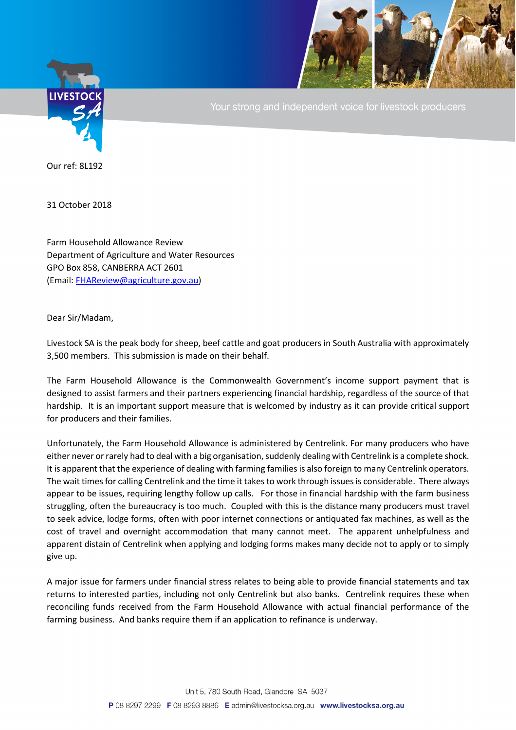LIVESTOCK SA

Your strong and independent voice for livestock producers

Our ref: 8L192

31 October 2018

Farm Household Allowance Review
Department of Agriculture and Water Resources
GPO Box 858, CANBERRA ACT 2601
(Email: FHAReview@agriculture.gov.au)

Dear Sir/Madam,

Livestock SA is the peak body for sheep, beef cattle and goat producers in South Australia with approximately 3,500 members. This submission is made on their behalf.

The Farm Household Allowance is the Commonwealth Government's income support payment that is designed to assist farmers and their partners experiencing financial hardship, regardless of the source of that hardship. It is an important support measure that is welcomed by industry as it can provide critical support for producers and their families.

Unfortunately, the Farm Household Allowance is administered by Centrelink. For many producers who have either never or rarely had to deal with a big organisation, suddenly dealing with Centrelink is a complete shock. It is apparent that the experience of dealing with farming families is also foreign to many Centrelink operators. The wait times for calling Centrelink and the time it takes to work through issues is considerable. There always appear to be issues, requiring lengthy follow up calls. For those in financial hardship with the farm business struggling, often the bureaucracy is too much. Coupled with this is the distance many producers must travel to seek advice, lodge forms, often with poor internet connections or antiquated fax machines, as well as the cost of travel and overnight accommodation that many cannot meet. The apparent unhelpfulness and apparent distain of Centrelink when applying and lodging forms makes many decide not to apply or to simply give up.

A major issue for farmers under financial stress relates to being able to provide financial statements and tax returns to interested parties, including not only Centrelink but also banks. Centrelink requires these when reconciling funds received from the Farm Household Allowance with actual financial performance of the farming business. And banks require them if an application to refinance is underway.

Unit 5, 780 South Road, Glandore SA 5037
**P** 08 8297 2299 **F** 08 8293 8886 **E** admin@livestocksa.org.au **www.livestocksa.org.au**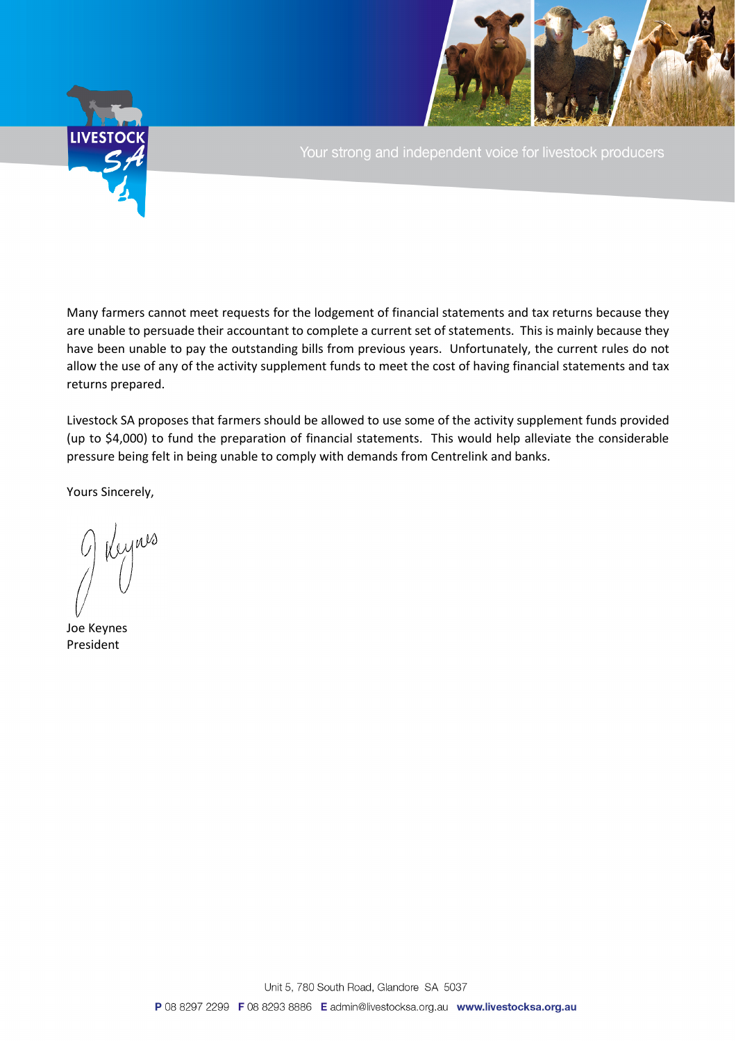Many farmers cannot meet requests for the lodgement of financial statements and tax returns because they are unable to persuade their accountant to complete a current set of statements. This is mainly because they have been unable to pay the outstanding bills from previous years. Unfortunately, the current rules do not allow the use of any of the activity supplement funds to meet the cost of having financial statements and tax returns prepared.

Livestock SA proposes that farmers should be allowed to use some of the activity supplement funds provided (up to $4,000) to fund the preparation of financial statements. This would help alleviate the considerable pressure being felt in being unable to comply with demands from Centrelink and banks.

Yours Sincerely,

Joe Keynes
President